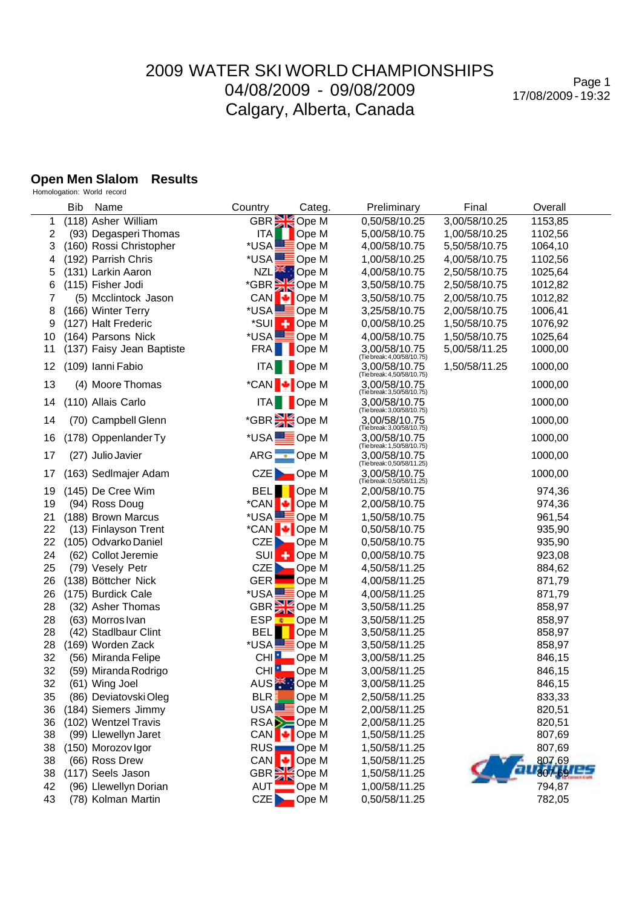# 2009 WATER SKI WORLD CHAMPIONSHIPS
04/08/2009 - 09/08/2009
Calgary, Alberta, Canada

17/08/2009 - 19:32

## Open Men Slalom Results

Homologation: World record

| | Bib | Name | Country | Categ. | Preliminary | Final | Overall |
|---|---|---|---|---|---|---|---|
| 1 | (118) | Asher William | GBR | Ope M | 0,50/58/10.25 | 3,00/58/10.25 | 1153,85 |
| 2 | (93) | Degasperi Thomas | ITA | Ope M | 5,00/58/10.75 | 1,00/58/10.25 | 1102,56 |
| 3 | (160) | Rossi Christopher | *USA | Ope M | 4,00/58/10.75 | 5,50/58/10.75 | 1064,10 |
| 4 | (192) | Parrish Chris | *USA | Ope M | 1,00/58/10.25 | 4,00/58/10.75 | 1102,56 |
| 5 | (131) | Larkin Aaron | NZL | Ope M | 4,00/58/10.75 | 2,50/58/10.75 | 1025,64 |
| 6 | (115) | Fisher Jodi | *GBR | Ope M | 3,50/58/10.75 | 2,50/58/10.75 | 1012,82 |
| 7 | (5) | Mcclintock Jason | CAN | Ope M | 3,50/58/10.75 | 2,00/58/10.75 | 1012,82 |
| 8 | (166) | Winter Terry | *USA | Ope M | 3,25/58/10.75 | 2,00/58/10.75 | 1006,41 |
| 9 | (127) | Halt Frederic | *SUI | Ope M | 0,00/58/10.25 | 1,50/58/10.75 | 1076,92 |
| 10 | (164) | Parsons Nick | *USA | Ope M | 4,00/58/10.75 | 1,50/58/10.75 | 1025,64 |
| 11 | (137) | Faisy Jean Baptiste | FRA | Ope M | 3,00/58/10.75 (Tie break: 4,00/58/10.75) | 5,00/58/11.25 | 1000,00 |
| 12 | (109) | Ianni Fabio | ITA | Ope M | 3,00/58/10.75 (Tie break: 4,50/58/10.75) | 1,50/58/11.25 | 1000,00 |
| 13 | (4) | Moore Thomas | *CAN | Ope M | 3,00/58/10.75 (Tie break: 3,50/58/10.75) | | 1000,00 |
| 14 | (110) | Allais Carlo | ITA | Ope M | 3,00/58/10.75 (Tie break: 3,00/58/10.75) | | 1000,00 |
| 14 | (70) | Campbell Glenn | *GBR | Ope M | 3,00/58/10.75 (Tie break: 3,00/58/10.75) | | 1000,00 |
| 16 | (178) | Oppenlander Ty | *USA | Ope M | 3,00/58/10.75 (Tie break: 1,50/58/10.75) | | 1000,00 |
| 17 | (27) | Julio Javier | ARG | Ope M | 3,00/58/10.75 (Tie break: 0,50/58/11.25) | | 1000,00 |
| 17 | (163) | Sedlmajer Adam | CZE | Ope M | 3,00/58/10.75 (Tie break: 0,50/58/11.25) | | 1000,00 |
| 19 | (145) | De Cree Wim | BEL | Ope M | 2,00/58/10.75 | | 974,36 |
| 19 | (94) | Ross Doug | *CAN | Ope M | 2,00/58/10.75 | | 974,36 |
| 21 | (188) | Brown Marcus | *USA | Ope M | 1,50/58/10.75 | | 961,54 |
| 22 | (13) | Finlayson Trent | *CAN | Ope M | 0,50/58/10.75 | | 935,90 |
| 22 | (105) | Odvarko Daniel | CZE | Ope M | 0,50/58/10.75 | | 935,90 |
| 24 | (62) | Collot Jeremie | SUI | Ope M | 0,00/58/10.75 | | 923,08 |
| 25 | (79) | Vesely Petr | CZE | Ope M | 4,50/58/11.25 | | 884,62 |
| 26 | (138) | Böttcher Nick | GER | Ope M | 4,00/58/11.25 | | 871,79 |
| 26 | (175) | Burdick Cale | *USA | Ope M | 4,00/58/11.25 | | 871,79 |
| 28 | (32) | Asher Thomas | GBR | Ope M | 3,50/58/11.25 | | 858,97 |
| 28 | (63) | Morros Ivan | ESP | Ope M | 3,50/58/11.25 | | 858,97 |
| 28 | (42) | Stadlbaur Clint | BEL | Ope M | 3,50/58/11.25 | | 858,97 |
| 28 | (169) | Worden Zack | *USA | Ope M | 3,50/58/11.25 | | 858,97 |
| 32 | (56) | Miranda Felipe | CHI | Ope M | 3,00/58/11.25 | | 846,15 |
| 32 | (59) | Miranda Rodrigo | CHI | Ope M | 3,00/58/11.25 | | 846,15 |
| 32 | (61) | Wing Joel | AUS | Ope M | 3,00/58/11.25 | | 846,15 |
| 35 | (86) | Deviatovski Oleg | BLR | Ope M | 2,50/58/11.25 | | 833,33 |
| 36 | (184) | Siemers Jimmy | USA | Ope M | 2,00/58/11.25 | | 820,51 |
| 36 | (102) | Wentzel Travis | RSA | Ope M | 2,00/58/11.25 | | 820,51 |
| 38 | (99) | Llewellyn Jaret | CAN | Ope M | 1,50/58/11.25 | | 807,69 |
| 38 | (150) | Morozov Igor | RUS | Ope M | 1,50/58/11.25 | | 807,69 |
| 38 | (66) | Ross Drew | CAN | Ope M | 1,50/58/11.25 | | 807,69 |
| 38 | (117) | Seels Jason | GBR | Ope M | 1,50/58/11.25 | | 807,69 |
| 42 | (96) | Llewellyn Dorian | AUT | Ope M | 1,00/58/11.25 | | 794,87 |
| 43 | (78) | Kolman Martin | CZE | Ope M | 0,50/58/11.25 | | 782,05 |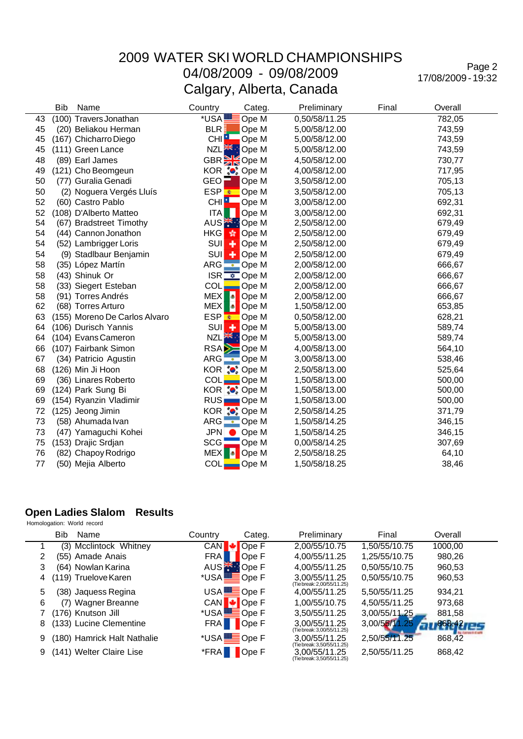# 2009 WATER SKI WORLD CHAMPIONSHIPS

04/08/2009 - 09/08/2009

Calgary, Alberta, Canada

| | Bib | Name | Country | Categ. | Preliminary | Final | Overall |
|---|---|---|---|---|---|---|---|
| 43 | (100) | Travers Jonathan | *USA | Ope M | 0,50/58/11.25 | | 782,05 |
| 45 | (20) | Beliakou Herman | BLR | Ope M | 5,00/58/12.00 | | 743,59 |
| 45 | (167) | Chicharro Diego | CHI | Ope M | 5,00/58/12.00 | | 743,59 |
| 45 | (111) | Green Lance | NZL | Ope M | 5,00/58/12.00 | | 743,59 |
| 48 | (89) | Earl James | GBR | Ope M | 4,50/58/12.00 | | 730,77 |
| 49 | (121) | Cho Beomgeun | KOR | Ope M | 4,00/58/12.00 | | 717,95 |
| 50 | (77) | Guralia Genadi | GEO | Ope M | 3,50/58/12.00 | | 705,13 |
| 50 | (2) | Noguera Vergés Lluís | ESP | Ope M | 3,50/58/12.00 | | 705,13 |
| 52 | (60) | Castro Pablo | CHI | Ope M | 3,00/58/12.00 | | 692,31 |
| 52 | (108) | D'Alberto Matteo | ITA | Ope M | 3,00/58/12.00 | | 692,31 |
| 54 | (67) | Bradstreet Timothy | AUS | Ope M | 2,50/58/12.00 | | 679,49 |
| 54 | (44) | Cannon Jonathon | HKG | Ope M | 2,50/58/12.00 | | 679,49 |
| 54 | (52) | Lambrigger Loris | SUI | Ope M | 2,50/58/12.00 | | 679,49 |
| 54 | (9) | Stadlbaur Benjamin | SUI | Ope M | 2,50/58/12.00 | | 679,49 |
| 58 | (35) | López Martín | ARG | Ope M | 2,00/58/12.00 | | 666,67 |
| 58 | (43) | Shinuk Or | ISR | Ope M | 2,00/58/12.00 | | 666,67 |
| 58 | (33) | Siegert Esteban | COL | Ope M | 2,00/58/12.00 | | 666,67 |
| 58 | (91) | Torres Andrés | MEX | Ope M | 2,00/58/12.00 | | 666,67 |
| 62 | (68) | Torres Arturo | MEX | Ope M | 1,50/58/12.00 | | 653,85 |
| 63 | (155) | Moreno De Carlos Alvaro | ESP | Ope M | 0,50/58/12.00 | | 628,21 |
| 64 | (106) | Durisch Yannis | SUI | Ope M | 5,00/58/13.00 | | 589,74 |
| 64 | (104) | Evans Cameron | NZL | Ope M | 5,00/58/13.00 | | 589,74 |
| 66 | (107) | Fairbank Simon | RSA | Ope M | 4,00/58/13.00 | | 564,10 |
| 67 | (34) | Patricio Agustin | ARG | Ope M | 3,00/58/13.00 | | 538,46 |
| 68 | (126) | Min Ji Hoon | KOR | Ope M | 2,50/58/13.00 | | 525,64 |
| 69 | (36) | Linares Roberto | COL | Ope M | 1,50/58/13.00 | | 500,00 |
| 69 | (124) | Park Sung Bi | KOR | Ope M | 1,50/58/13.00 | | 500,00 |
| 69 | (154) | Ryanzin Vladimir | RUS | Ope M | 1,50/58/13.00 | | 500,00 |
| 72 | (125) | Jeong Jimin | KOR | Ope M | 2,50/58/14.25 | | 371,79 |
| 73 | (58) | Ahumada Ivan | ARG | Ope M | 1,50/58/14.25 | | 346,15 |
| 73 | (47) | Yamaguchi Kohei | JPN | Ope M | 1,50/58/14.25 | | 346,15 |
| 75 | (153) | Drajic Srdjan | SCG | Ope M | 0,00/58/14.25 | | 307,69 |
| 76 | (82) | Chapoy Rodrigo | MEX | Ope M | 2,50/58/18.25 | | 64,10 |
| 77 | (50) | Mejia Alberto | COL | Ope M | 1,50/58/18.25 | | 38,46 |

## Open Ladies Slalom Results

Homologation: World record

| | Bib | Name | Country | Categ. | Preliminary | Final | Overall |
|---|---|---|---|---|---|---|---|
| 1 | (3) | Mcclintock Whitney | CAN | Ope F | 2,00/55/10.75 | 1,50/55/10.75 | 1000,00 |
| 2 | (55) | Amade Anais | FRA | Ope F | 4,00/55/11.25 | 1,25/55/10.75 | 980,26 |
| 3 | (64) | Nowlan Karina | AUS | Ope F | 4,00/55/11.25 | 0,50/55/10.75 | 960,53 |
| 4 | (119) | Truelove Karen | *USA | Ope F | 3,00/55/11.25 (Tie break: 2,00/55/11.25) | 0,50/55/10.75 | 960,53 |
| 5 | (38) | Jaquess Regina | USA | Ope F | 4,00/55/11.25 | 5,50/55/11.25 | 934,21 |
| 6 | (7) | Wagner Breanne | CAN | Ope F | 1,00/55/10.75 | 4,50/55/11.25 | 973,68 |
| 7 | (176) | Knutson Jill | *USA | Ope F | 3,50/55/11.25 | 3,00/55/11.25 | 881,58 |
| 8 | (133) | Lucine Clementine | FRA | Ope F | 3,00/55/11.25 (Tie break: 3,00/55/11.25) | 3,00/55/11.25 | 868,42 |
| 9 | (180) | Hamrick Halt Nathalie | *USA | Ope F | 3,00/55/11.25 (Tie break: 3,50/55/11.25) | 2,50/55/11.25 | 868,42 |
| 9 | (141) | Welter Claire Lise | *FRA | Ope F | 3,00/55/11.25 (Tie break: 3,50/55/11.25) | 2,50/55/11.25 | 868,42 |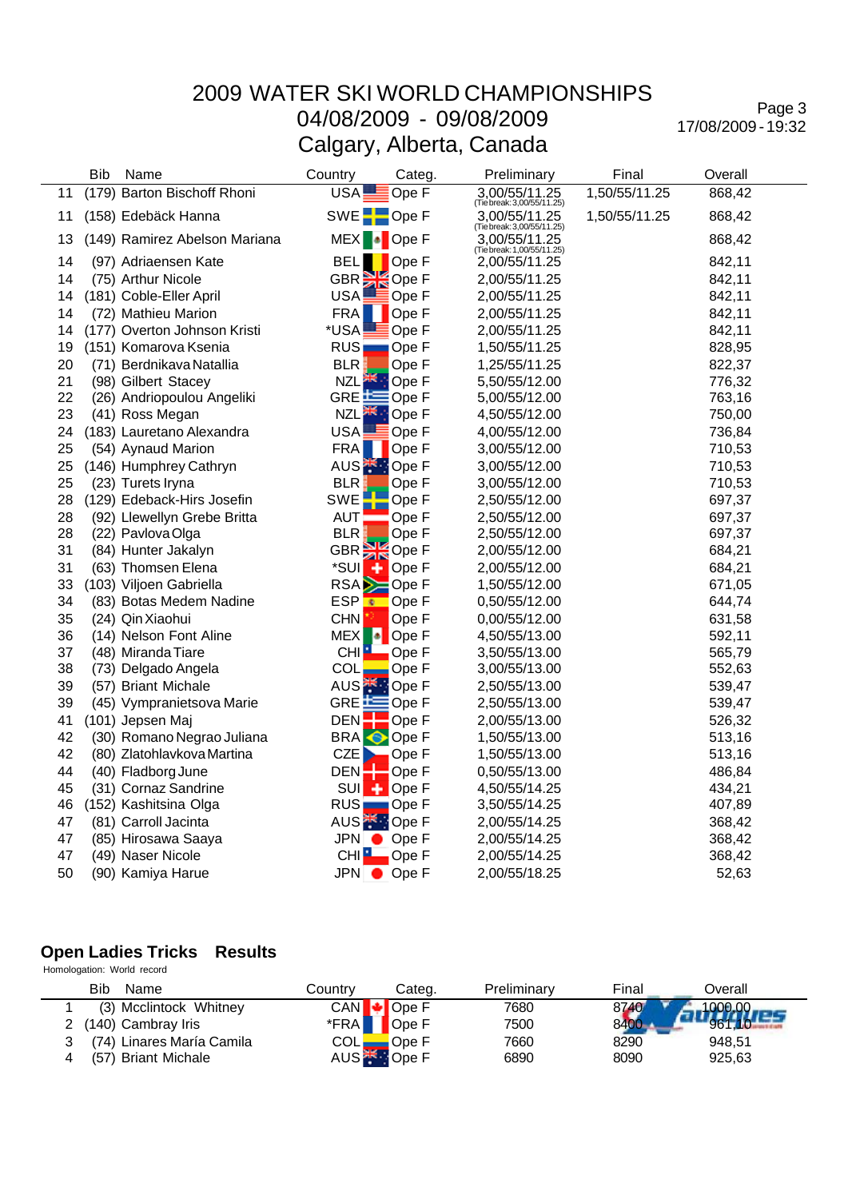# 2009 WATER SKI WORLD CHAMPIONSHIPS
## 04/08/2009 - 09/08/2009
## Calgary, Alberta, Canada

| | Bib | Name | Country | Categ. | Preliminary | Final | Overall |
|---|---|---|---|---|---|---|---|
| 11 | (179) | Barton Bischoff Rhoni | USA | Ope F | 3,00/55/11.25 (Tie break: 3,00/55/11.25) | 1,50/55/11.25 | 868,42 |
| 11 | (158) | Edebäck Hanna | SWE | Ope F | 3,00/55/11.25 (Tie break: 3,00/55/11.25) | 1,50/55/11.25 | 868,42 |
| 13 | (149) | Ramirez Abelson Mariana | MEX | Ope F | 3,00/55/11.25 (Tie break: 1,00/55/11.25) | | 868,42 |
| 14 | (97) | Adriaensen Kate | BEL | Ope F | 2,00/55/11.25 | | 842,11 |
| 14 | (75) | Arthur Nicole | GBR | Ope F | 2,00/55/11.25 | | 842,11 |
| 14 | (181) | Coble-Eller April | USA | Ope F | 2,00/55/11.25 | | 842,11 |
| 14 | (72) | Mathieu Marion | FRA | Ope F | 2,00/55/11.25 | | 842,11 |
| 14 | (177) | Overton Johnson Kristi | *USA | Ope F | 2,00/55/11.25 | | 842,11 |
| 19 | (151) | Komarova Ksenia | RUS | Ope F | 1,50/55/11.25 | | 828,95 |
| 20 | (71) | Berdnikava Natallia | BLR | Ope F | 1,25/55/11.25 | | 822,37 |
| 21 | (98) | Gilbert Stacey | NZL | Ope F | 5,50/55/12.00 | | 776,32 |
| 22 | (26) | Andriopoulou Angeliki | GRE | Ope F | 5,00/55/12.00 | | 763,16 |
| 23 | (41) | Ross Megan | NZL | Ope F | 4,50/55/12.00 | | 750,00 |
| 24 | (183) | Lauretano Alexandra | USA | Ope F | 4,00/55/12.00 | | 736,84 |
| 25 | (54) | Aynaud Marion | FRA | Ope F | 3,00/55/12.00 | | 710,53 |
| 25 | (146) | Humphrey Cathryn | AUS | Ope F | 3,00/55/12.00 | | 710,53 |
| 25 | (23) | Turets Iryna | BLR | Ope F | 3,00/55/12.00 | | 710,53 |
| 28 | (129) | Edeback-Hirs Josefin | SWE | Ope F | 2,50/55/12.00 | | 697,37 |
| 28 | (92) | Llewellyn Grebe Britta | AUT | Ope F | 2,50/55/12.00 | | 697,37 |
| 28 | (22) | Pavlova Olga | BLR | Ope F | 2,50/55/12.00 | | 697,37 |
| 31 | (84) | Hunter Jakalyn | GBR | Ope F | 2,00/55/12.00 | | 684,21 |
| 31 | (63) | Thomsen Elena | *SUI | Ope F | 2,00/55/12.00 | | 684,21 |
| 33 | (103) | Viljoen Gabriella | RSA | Ope F | 1,50/55/12.00 | | 671,05 |
| 34 | (83) | Botas Medem Nadine | ESP | Ope F | 0,50/55/12.00 | | 644,74 |
| 35 | (24) | Qin Xiaohui | CHN | Ope F | 0,00/55/12.00 | | 631,58 |
| 36 | (14) | Nelson Font Aline | MEX | Ope F | 4,50/55/13.00 | | 592,11 |
| 37 | (48) | Miranda Tiare | CHI | Ope F | 3,50/55/13.00 | | 565,79 |
| 38 | (73) | Delgado Angela | COL | Ope F | 3,00/55/13.00 | | 552,63 |
| 39 | (57) | Briant Michale | AUS | Ope F | 2,50/55/13.00 | | 539,47 |
| 39 | (45) | Vympranietsova Marie | GRE | Ope F | 2,50/55/13.00 | | 539,47 |
| 41 | (101) | Jepsen Maj | DEN | Ope F | 2,00/55/13.00 | | 526,32 |
| 42 | (30) | Romano Negrao Juliana | BRA | Ope F | 1,50/55/13.00 | | 513,16 |
| 42 | (80) | Zlatohlavkova Martina | CZE | Ope F | 1,50/55/13.00 | | 513,16 |
| 44 | (40) | Fladborg June | DEN | Ope F | 0,50/55/13.00 | | 486,84 |
| 45 | (31) | Cornaz Sandrine | SUI | Ope F | 4,50/55/14.25 | | 434,21 |
| 46 | (152) | Kashitsina Olga | RUS | Ope F | 3,50/55/14.25 | | 407,89 |
| 47 | (81) | Carroll Jacinta | AUS | Ope F | 2,00/55/14.25 | | 368,42 |
| 47 | (85) | Hirosawa Saaya | JPN | Ope F | 2,00/55/14.25 | | 368,42 |
| 47 | (49) | Naser Nicole | CHI | Ope F | 2,00/55/14.25 | | 368,42 |
| 50 | (90) | Kamiya Harue | JPN | Ope F | 2,00/55/18.25 | | 52,63 |

## Open Ladies Tricks Results

Homologation: World record

| | Bib | Name | Country | Categ. | Preliminary | Final | Overall |
|---|---|---|---|---|---|---|---|
| 1 | (3) | Mcclintock Whitney | CAN | Ope F | 7680 | 8740 | 1000,00 |
| 2 | (140) | Cambray Iris | *FRA | Ope F | 7500 | 8400 | 961,10 |
| 3 | (74) | Linares María Camila | COL | Ope F | 7660 | 8290 | 948,51 |
| 4 | (57) | Briant Michale | AUS | Ope F | 6890 | 8090 | 925,63 |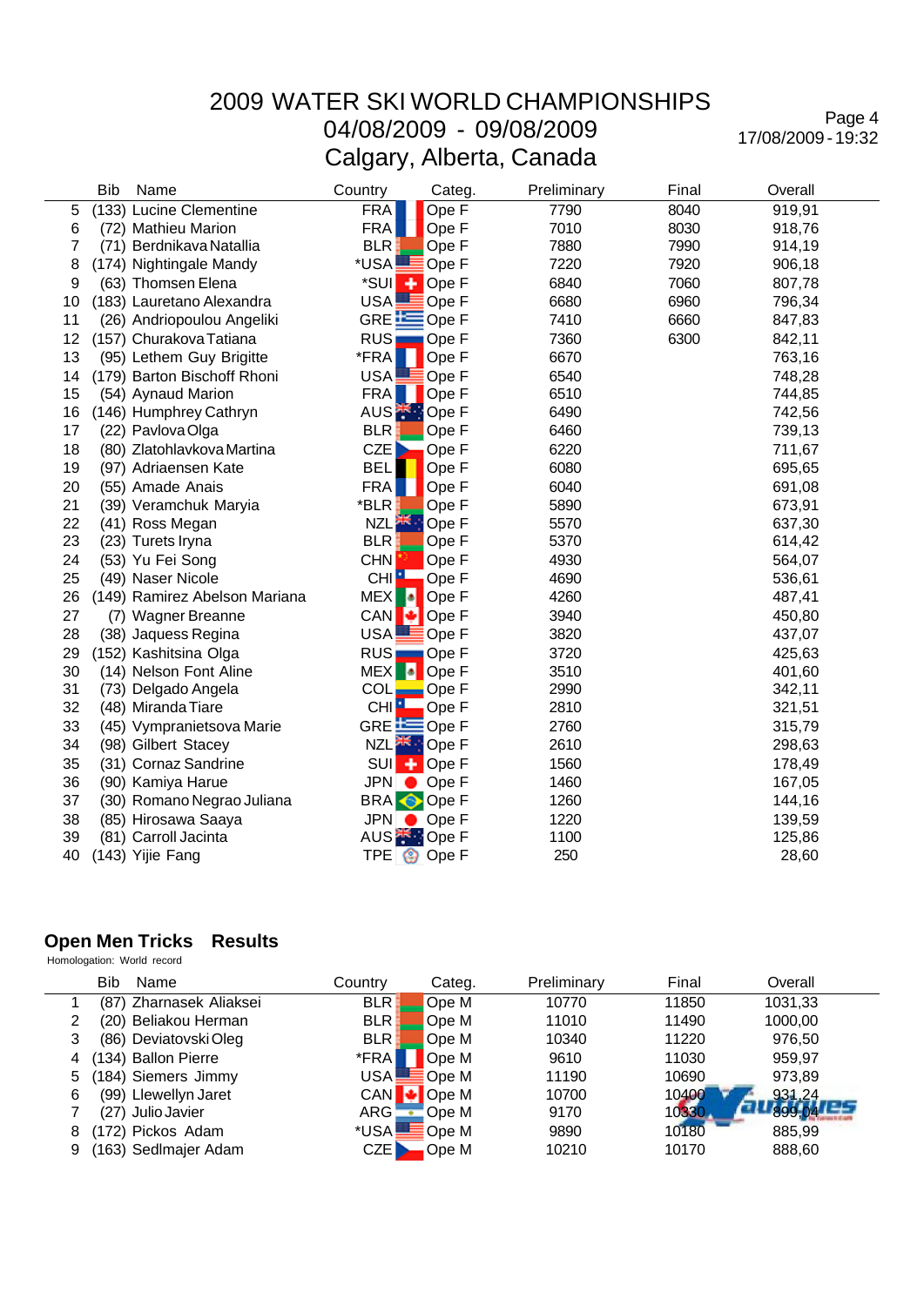# 2009 WATER SKI WORLD CHAMPIONSHIPS
## 04/08/2009 - 09/08/2009
## Calgary, Alberta, Canada

Page 4
17/08/2009 - 19:32

| | Bib | Name | Country | Categ. | Preliminary | Final | Overall |
|---|---|---|---|---|---|---|---|
| 5 | (133) | Lucine Clementine | FRA | Ope F | 7790 | 8040 | 919,91 |
| 6 | (72) | Mathieu Marion | FRA | Ope F | 7010 | 8030 | 918,76 |
| 7 | (71) | Berdnikava Natallia | BLR | Ope F | 7880 | 7990 | 914,19 |
| 8 | (174) | Nightingale Mandy | *USA | Ope F | 7220 | 7920 | 906,18 |
| 9 | (63) | Thomsen Elena | *SUI | Ope F | 6840 | 7060 | 807,78 |
| 10 | (183) | Lauretano Alexandra | USA | Ope F | 6680 | 6960 | 796,34 |
| 11 | (26) | Andriopoulou Angeliki | GRE | Ope F | 7410 | 6660 | 847,83 |
| 12 | (157) | Churakova Tatiana | RUS | Ope F | 7360 | 6300 | 842,11 |
| 13 | (95) | Lethem Guy Brigitte | *FRA | Ope F | 6670 | | 763,16 |
| 14 | (179) | Barton Bischoff Rhoni | USA | Ope F | 6540 | | 748,28 |
| 15 | (54) | Aynaud Marion | FRA | Ope F | 6510 | | 744,85 |
| 16 | (146) | Humphrey Cathryn | AUS | Ope F | 6490 | | 742,56 |
| 17 | (22) | Pavlova Olga | BLR | Ope F | 6460 | | 739,13 |
| 18 | (80) | Zlatohlavkova Martina | CZE | Ope F | 6220 | | 711,67 |
| 19 | (97) | Adriaensen Kate | BEL | Ope F | 6080 | | 695,65 |
| 20 | (55) | Amade Anais | FRA | Ope F | 6040 | | 691,08 |
| 21 | (39) | Veramchuk Maryia | *BLR | Ope F | 5890 | | 673,91 |
| 22 | (41) | Ross Megan | NZL | Ope F | 5570 | | 637,30 |
| 23 | (23) | Turets Iryna | BLR | Ope F | 5370 | | 614,42 |
| 24 | (53) | Yu Fei Song | CHN | Ope F | 4930 | | 564,07 |
| 25 | (49) | Naser Nicole | CHI | Ope F | 4690 | | 536,61 |
| 26 | (149) | Ramirez Abelson Mariana | MEX | Ope F | 4260 | | 487,41 |
| 27 | (7) | Wagner Breanne | CAN | Ope F | 3940 | | 450,80 |
| 28 | (38) | Jaquess Regina | USA | Ope F | 3820 | | 437,07 |
| 29 | (152) | Kashitsina Olga | RUS | Ope F | 3720 | | 425,63 |
| 30 | (14) | Nelson Font Aline | MEX | Ope F | 3510 | | 401,60 |
| 31 | (73) | Delgado Angela | COL | Ope F | 2990 | | 342,11 |
| 32 | (48) | Miranda Tiare | CHI | Ope F | 2810 | | 321,51 |
| 33 | (45) | Vympranietsova Marie | GRE | Ope F | 2760 | | 315,79 |
| 34 | (98) | Gilbert Stacey | NZL | Ope F | 2610 | | 298,63 |
| 35 | (31) | Cornaz Sandrine | SUI | Ope F | 1560 | | 178,49 |
| 36 | (90) | Kamiya Harue | JPN | Ope F | 1460 | | 167,05 |
| 37 | (30) | Romano Negrao Juliana | BRA | Ope F | 1260 | | 144,16 |
| 38 | (85) | Hirosawa Saaya | JPN | Ope F | 1220 | | 139,59 |
| 39 | (81) | Carroll Jacinta | AUS | Ope F | 1100 | | 125,86 |
| 40 | (143) | Yijie Fang | TPE | Ope F | 250 | | 28,60 |

## Open Men Tricks Results

Homologation: World record

| | Bib | Name | Country | Categ. | Preliminary | Final | Overall |
|---|---|---|---|---|---|---|---|
| 1 | (87) | Zharnasek Aliaksei | BLR | Ope M | 10770 | 11850 | 1031,33 |
| 2 | (20) | Beliakou Herman | BLR | Ope M | 11010 | 11490 | 1000,00 |
| 3 | (86) | Deviatovski Oleg | BLR | Ope M | 10340 | 11220 | 976,50 |
| 4 | (134) | Ballon Pierre | *FRA | Ope M | 9610 | 11030 | 959,97 |
| 5 | (184) | Siemers Jimmy | USA | Ope M | 11190 | 10690 | 973,89 |
| 6 | (99) | Llewellyn Jaret | CAN | Ope M | 10700 | 10400 | 931,24 |
| 7 | (27) | Julio Javier | ARG | Ope M | 9170 | 10330 | 899,04 |
| 8 | (172) | Pickos Adam | *USA | Ope M | 9890 | 10180 | 885,99 |
| 9 | (163) | Sedlmajer Adam | CZE | Ope M | 10210 | 10170 | 888,60 |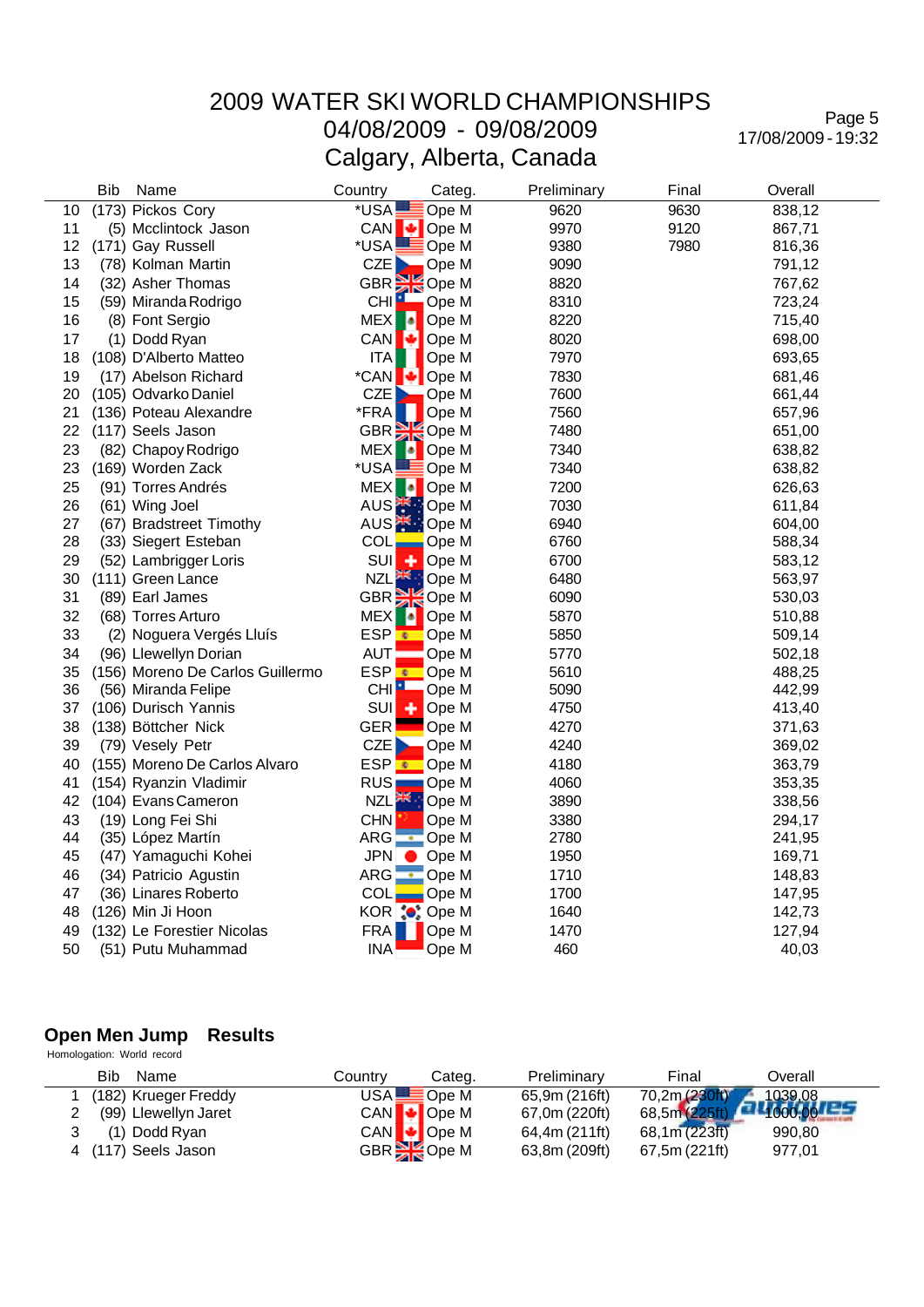# 2009 WATER SKI WORLD CHAMPIONSHIPS
## 04/08/2009 - 09/08/2009
## Calgary, Alberta, Canada

| | Bib | Name | Country | Categ. | Preliminary | Final | Overall |
|---|---|---|---|---|---|---|---|
| 10 | (173) | Pickos Cory | *USA | Ope M | 9620 | 9630 | 838,12 |
| 11 | (5) | Mcclintock Jason | CAN | Ope M | 9970 | 9120 | 867,71 |
| 12 | (171) | Gay Russell | *USA | Ope M | 9380 | 7980 | 816,36 |
| 13 | (78) | Kolman Martin | CZE | Ope M | 9090 | | 791,12 |
| 14 | (32) | Asher Thomas | GBR | Ope M | 8820 | | 767,62 |
| 15 | (59) | Miranda Rodrigo | CHI | Ope M | 8310 | | 723,24 |
| 16 | (8) | Font Sergio | MEX | Ope M | 8220 | | 715,40 |
| 17 | (1) | Dodd Ryan | CAN | Ope M | 8020 | | 698,00 |
| 18 | (108) | D'Alberto Matteo | ITA | Ope M | 7970 | | 693,65 |
| 19 | (17) | Abelson Richard | *CAN | Ope M | 7830 | | 681,46 |
| 20 | (105) | Odvarko Daniel | CZE | Ope M | 7600 | | 661,44 |
| 21 | (136) | Poteau Alexandre | *FRA | Ope M | 7560 | | 657,96 |
| 22 | (117) | Seels Jason | GBR | Ope M | 7480 | | 651,00 |
| 23 | (82) | Chapoy Rodrigo | MEX | Ope M | 7340 | | 638,82 |
| 23 | (169) | Worden Zack | *USA | Ope M | 7340 | | 638,82 |
| 25 | (91) | Torres Andrés | MEX | Ope M | 7200 | | 626,63 |
| 26 | (61) | Wing Joel | AUS | Ope M | 7030 | | 611,84 |
| 27 | (67) | Bradstreet Timothy | AUS | Ope M | 6940 | | 604,00 |
| 28 | (33) | Siegert Esteban | COL | Ope M | 6760 | | 588,34 |
| 29 | (52) | Lambrigger Loris | SUI | Ope M | 6700 | | 583,12 |
| 30 | (111) | Green Lance | NZL | Ope M | 6480 | | 563,97 |
| 31 | (89) | Earl James | GBR | Ope M | 6090 | | 530,03 |
| 32 | (68) | Torres Arturo | MEX | Ope M | 5870 | | 510,88 |
| 33 | (2) | Noguera Vergés Lluís | ESP | Ope M | 5850 | | 509,14 |
| 34 | (96) | Llewellyn Dorian | AUT | Ope M | 5770 | | 502,18 |
| 35 | (156) | Moreno De Carlos Guillermo | ESP | Ope M | 5610 | | 488,25 |
| 36 | (56) | Miranda Felipe | CHI | Ope M | 5090 | | 442,99 |
| 37 | (106) | Durisch Yannis | SUI | Ope M | 4750 | | 413,40 |
| 38 | (138) | Böttcher Nick | GER | Ope M | 4270 | | 371,63 |
| 39 | (79) | Vesely Petr | CZE | Ope M | 4240 | | 369,02 |
| 40 | (155) | Moreno De Carlos Alvaro | ESP | Ope M | 4180 | | 363,79 |
| 41 | (154) | Ryanzin Vladimir | RUS | Ope M | 4060 | | 353,35 |
| 42 | (104) | Evans Cameron | NZL | Ope M | 3890 | | 338,56 |
| 43 | (19) | Long Fei Shi | CHN | Ope M | 3380 | | 294,17 |
| 44 | (35) | López Martín | ARG | Ope M | 2780 | | 241,95 |
| 45 | (47) | Yamaguchi Kohei | JPN | Ope M | 1950 | | 169,71 |
| 46 | (34) | Patricio Agustin | ARG | Ope M | 1710 | | 148,83 |
| 47 | (36) | Linares Roberto | COL | Ope M | 1700 | | 147,95 |
| 48 | (126) | Min Ji Hoon | KOR | Ope M | 1640 | | 142,73 |
| 49 | (132) | Le Forestier Nicolas | FRA | Ope M | 1470 | | 127,94 |
| 50 | (51) | Putu Muhammad | INA | Ope M | 460 | | 40,03 |

## Open Men Jump Results

Homologation: World record

| | Bib | Name | Country | Categ. | Preliminary | Final | Overall |
|---|---|---|---|---|---|---|---|
| 1 | (182) | Krueger Freddy | USA | Ope M | 65,9m (216ft) | 70,2m (230ft) | 1039,08 |
| 2 | (99) | Llewellyn Jaret | CAN | Ope M | 67,0m (220ft) | 68,5m (225ft) | 1000,00 |
| 3 | (1) | Dodd Ryan | CAN | Ope M | 64,4m (211ft) | 68,1m (223ft) | 990,80 |
| 4 | (117) | Seels Jason | GBR | Ope M | 63,8m (209ft) | 67,5m (221ft) | 977,01 |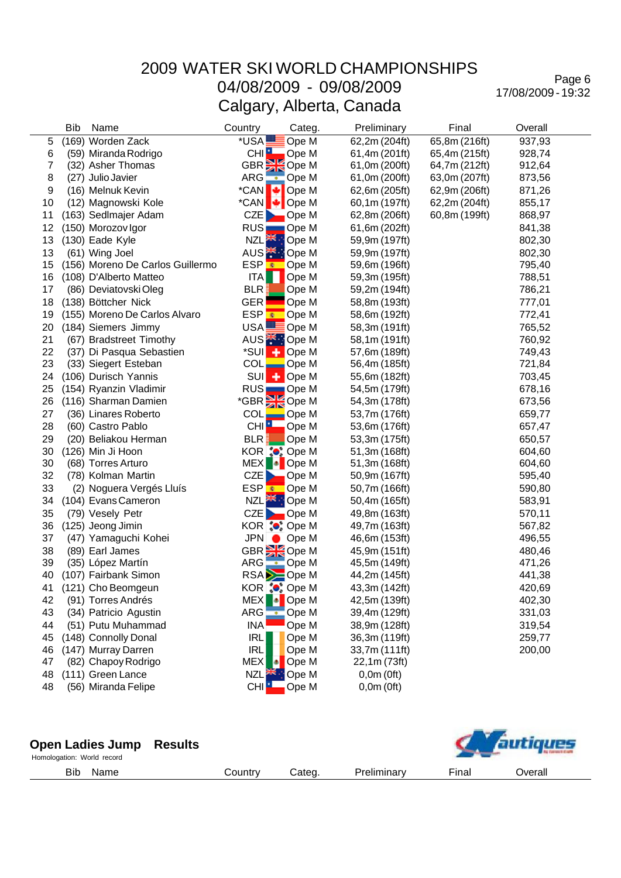# 2009 WATER SKI WORLD CHAMPIONSHIPS
## 04/08/2009 - 09/08/2009
## Calgary, Alberta, Canada

17/08/2009 - 19:32

| | Bib | Name | Country | Categ. | Preliminary | Final | Overall |
|---|---|---|---|---|---|---|---|
| 5 | (169) | Worden Zack | *USA | Ope M | 62,2m (204ft) | 65,8m (216ft) | 937,93 |
| 6 | (59) | Miranda Rodrigo | CHI | Ope M | 61,4m (201ft) | 65,4m (215ft) | 928,74 |
| 7 | (32) | Asher Thomas | GBR | Ope M | 61,0m (200ft) | 64,7m (212ft) | 912,64 |
| 8 | (27) | Julio Javier | ARG | Ope M | 61,0m (200ft) | 63,0m (207ft) | 873,56 |
| 9 | (16) | Melnuk Kevin | *CAN | Ope M | 62,6m (205ft) | 62,9m (206ft) | 871,26 |
| 10 | (12) | Magnowski Kole | *CAN | Ope M | 60,1m (197ft) | 62,2m (204ft) | 855,17 |
| 11 | (163) | Sedlmajer Adam | CZE | Ope M | 62,8m (206ft) | 60,8m (199ft) | 868,97 |
| 12 | (150) | Morozov Igor | RUS | Ope M | 61,6m (202ft) | | 841,38 |
| 13 | (130) | Eade Kyle | NZL | Ope M | 59,9m (197ft) | | 802,30 |
| 13 | (61) | Wing Joel | AUS | Ope M | 59,9m (197ft) | | 802,30 |
| 15 | (156) | Moreno De Carlos Guillermo | ESP | Ope M | 59,6m (196ft) | | 795,40 |
| 16 | (108) | D'Alberto Matteo | ITA | Ope M | 59,3m (195ft) | | 788,51 |
| 17 | (86) | Deviatovski Oleg | BLR | Ope M | 59,2m (194ft) | | 786,21 |
| 18 | (138) | Böttcher Nick | GER | Ope M | 58,8m (193ft) | | 777,01 |
| 19 | (155) | Moreno De Carlos Alvaro | ESP | Ope M | 58,6m (192ft) | | 772,41 |
| 20 | (184) | Siemers Jimmy | USA | Ope M | 58,3m (191ft) | | 765,52 |
| 21 | (67) | Bradstreet Timothy | AUS | Ope M | 58,1m (191ft) | | 760,92 |
| 22 | (37) | Di Pasqua Sebastien | *SUI | Ope M | 57,6m (189ft) | | 749,43 |
| 23 | (33) | Siegert Esteban | COL | Ope M | 56,4m (185ft) | | 721,84 |
| 24 | (106) | Durisch Yannis | SUI | Ope M | 55,6m (182ft) | | 703,45 |
| 25 | (154) | Ryanzin Vladimir | RUS | Ope M | 54,5m (179ft) | | 678,16 |
| 26 | (116) | Sharman Damien | *GBR | Ope M | 54,3m (178ft) | | 673,56 |
| 27 | (36) | Linares Roberto | COL | Ope M | 53,7m (176ft) | | 659,77 |
| 28 | (60) | Castro Pablo | CHI | Ope M | 53,6m (176ft) | | 657,47 |
| 29 | (20) | Beliakou Herman | BLR | Ope M | 53,3m (175ft) | | 650,57 |
| 30 | (126) | Min Ji Hoon | KOR | Ope M | 51,3m (168ft) | | 604,60 |
| 30 | (68) | Torres Arturo | MEX | Ope M | 51,3m (168ft) | | 604,60 |
| 32 | (78) | Kolman Martin | CZE | Ope M | 50,9m (167ft) | | 595,40 |
| 33 | (2) | Noguera Vergés Lluís | ESP | Ope M | 50,7m (166ft) | | 590,80 |
| 34 | (104) | Evans Cameron | NZL | Ope M | 50,4m (165ft) | | 583,91 |
| 35 | (79) | Vesely Petr | CZE | Ope M | 49,8m (163ft) | | 570,11 |
| 36 | (125) | Jeong Jimin | KOR | Ope M | 49,7m (163ft) | | 567,82 |
| 37 | (47) | Yamaguchi Kohei | JPN | Ope M | 46,6m (153ft) | | 496,55 |
| 38 | (89) | Earl James | GBR | Ope M | 45,9m (151ft) | | 480,46 |
| 39 | (35) | López Martín | ARG | Ope M | 45,5m (149ft) | | 471,26 |
| 40 | (107) | Fairbank Simon | RSA | Ope M | 44,2m (145ft) | | 441,38 |
| 41 | (121) | Cho Beomgeun | KOR | Ope M | 43,3m (142ft) | | 420,69 |
| 42 | (91) | Torres Andrés | MEX | Ope M | 42,5m (139ft) | | 402,30 |
| 43 | (34) | Patricio Agustin | ARG | Ope M | 39,4m (129ft) | | 331,03 |
| 44 | (51) | Putu Muhammad | INA | Ope M | 38,9m (128ft) | | 319,54 |
| 45 | (148) | Connolly Donal | IRL | Ope M | 36,3m (119ft) | | 259,77 |
| 46 | (147) | Murray Darren | IRL | Ope M | 33,7m (111ft) | | 200,00 |
| 47 | (82) | Chapoy Rodrigo | MEX | Ope M | 22,1m (73ft) | | |
| 48 | (111) | Green Lance | NZL | Ope M | 0,0m (0ft) | | |
| 48 | (56) | Miranda Felipe | CHI | Ope M | 0,0m (0ft) | | |

## Open Ladies Jump Results

Homologation: World record

| Bib | Name | Country | Categ. | Preliminary | Final | Overall |
|---|---|---|---|---|---|---|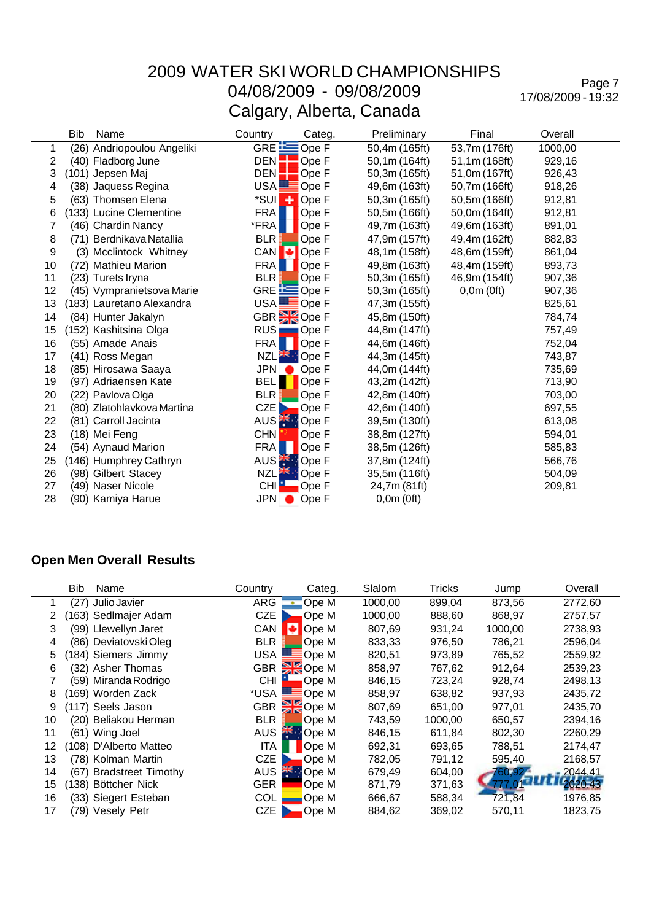# 2009 WATER SKI WORLD CHAMPIONSHIPS
## 04/08/2009 - 09/08/2009
## Calgary, Alberta, Canada

| | Bib | Name | Country | Categ. | Preliminary | Final | Overall |
|---|---|---|---|---|---|---|---|
| 1 | (26) | Andriopoulou Angeliki | GRE | Ope F | 50,4m (165ft) | 53,7m (176ft) | 1000,00 |
| 2 | (40) | Fladborg June | DEN | Ope F | 50,1m (164ft) | 51,1m (168ft) | 929,16 |
| 3 | (101) | Jepsen Maj | DEN | Ope F | 50,3m (165ft) | 51,0m (167ft) | 926,43 |
| 4 | (38) | Jaquess Regina | USA | Ope F | 49,6m (163ft) | 50,7m (166ft) | 918,26 |
| 5 | (63) | Thomsen Elena | *SUI | Ope F | 50,3m (165ft) | 50,5m (166ft) | 912,81 |
| 6 | (133) | Lucine Clementine | FRA | Ope F | 50,5m (166ft) | 50,0m (164ft) | 912,81 |
| 7 | (46) | Chardin Nancy | *FRA | Ope F | 49,7m (163ft) | 49,6m (163ft) | 891,01 |
| 8 | (71) | Berdnikava Natallia | BLR | Ope F | 47,9m (157ft) | 49,4m (162ft) | 882,83 |
| 9 | (3) | Mcclintock Whitney | CAN | Ope F | 48,1m (158ft) | 48,6m (159ft) | 861,04 |
| 10 | (72) | Mathieu Marion | FRA | Ope F | 49,8m (163ft) | 48,4m (159ft) | 893,73 |
| 11 | (23) | Turets Iryna | BLR | Ope F | 50,3m (165ft) | 46,9m (154ft) | 907,36 |
| 12 | (45) | Vympranietsova Marie | GRE | Ope F | 50,3m (165ft) | 0,0m (0ft) | 907,36 |
| 13 | (183) | Lauretano Alexandra | USA | Ope F | 47,3m (155ft) | | 825,61 |
| 14 | (84) | Hunter Jakalyn | GBR | Ope F | 45,8m (150ft) | | 784,74 |
| 15 | (152) | Kashitsina Olga | RUS | Ope F | 44,8m (147ft) | | 757,49 |
| 16 | (55) | Amade Anais | FRA | Ope F | 44,6m (146ft) | | 752,04 |
| 17 | (41) | Ross Megan | NZL | Ope F | 44,3m (145ft) | | 743,87 |
| 18 | (85) | Hirosawa Saaya | JPN | Ope F | 44,0m (144ft) | | 735,69 |
| 19 | (97) | Adriaensen Kate | BEL | Ope F | 43,2m (142ft) | | 713,90 |
| 20 | (22) | Pavlova Olga | BLR | Ope F | 42,8m (140ft) | | 703,00 |
| 21 | (80) | Zlatohlavkova Martina | CZE | Ope F | 42,6m (140ft) | | 697,55 |
| 22 | (81) | Carroll Jacinta | AUS | Ope F | 39,5m (130ft) | | 613,08 |
| 23 | (18) | Mei Feng | CHN | Ope F | 38,8m (127ft) | | 594,01 |
| 24 | (54) | Aynaud Marion | FRA | Ope F | 38,5m (126ft) | | 585,83 |
| 25 | (146) | Humphrey Cathryn | AUS | Ope F | 37,8m (124ft) | | 566,76 |
| 26 | (98) | Gilbert Stacey | NZL | Ope F | 35,5m (116ft) | | 504,09 |
| 27 | (49) | Naser Nicole | CHI | Ope F | 24,7m (81ft) | | 209,81 |
| 28 | (90) | Kamiya Harue | JPN | Ope F | 0,0m (0ft) | | |

## Open Men Overall Results

| | Bib | Name | Country | Categ. | Slalom | Tricks | Jump | Overall |
|---|---|---|---|---|---|---|---|---|
| 1 | (27) | Julio Javier | ARG | Ope M | 1000,00 | 899,04 | 873,56 | 2772,60 |
| 2 | (163) | Sedlmajer Adam | CZE | Ope M | 1000,00 | 888,60 | 868,97 | 2757,57 |
| 3 | (99) | Llewellyn Jaret | CAN | Ope M | 807,69 | 931,24 | 1000,00 | 2738,93 |
| 4 | (86) | Deviatovski Oleg | BLR | Ope M | 833,33 | 976,50 | 786,21 | 2596,04 |
| 5 | (184) | Siemers Jimmy | USA | Ope M | 820,51 | 973,89 | 765,52 | 2559,92 |
| 6 | (32) | Asher Thomas | GBR | Ope M | 858,97 | 767,62 | 912,64 | 2539,23 |
| 7 | (59) | Miranda Rodrigo | CHI | Ope M | 846,15 | 723,24 | 928,74 | 2498,13 |
| 8 | (169) | Worden Zack | *USA | Ope M | 858,97 | 638,82 | 937,93 | 2435,72 |
| 9 | (117) | Seels Jason | GBR | Ope M | 807,69 | 651,00 | 977,01 | 2435,70 |
| 10 | (20) | Beliakou Herman | BLR | Ope M | 743,59 | 1000,00 | 650,57 | 2394,16 |
| 11 | (61) | Wing Joel | AUS | Ope M | 846,15 | 611,84 | 802,30 | 2260,29 |
| 12 | (108) | D'Alberto Matteo | ITA | Ope M | 692,31 | 693,65 | 788,51 | 2174,47 |
| 13 | (78) | Kolman Martin | CZE | Ope M | 782,05 | 791,12 | 595,40 | 2168,57 |
| 14 | (67) | Bradstreet Timothy | AUS | Ope M | 679,49 | 604,00 | 760,92 | 2044,41 |
| 15 | (138) | Böttcher Nick | GER | Ope M | 871,79 | 371,63 | 777,01 | 2020,43 |
| 16 | (33) | Siegert Esteban | COL | Ope M | 666,67 | 588,34 | 721,84 | 1976,85 |
| 17 | (79) | Vesely Petr | CZE | Ope M | 884,62 | 369,02 | 570,11 | 1823,75 |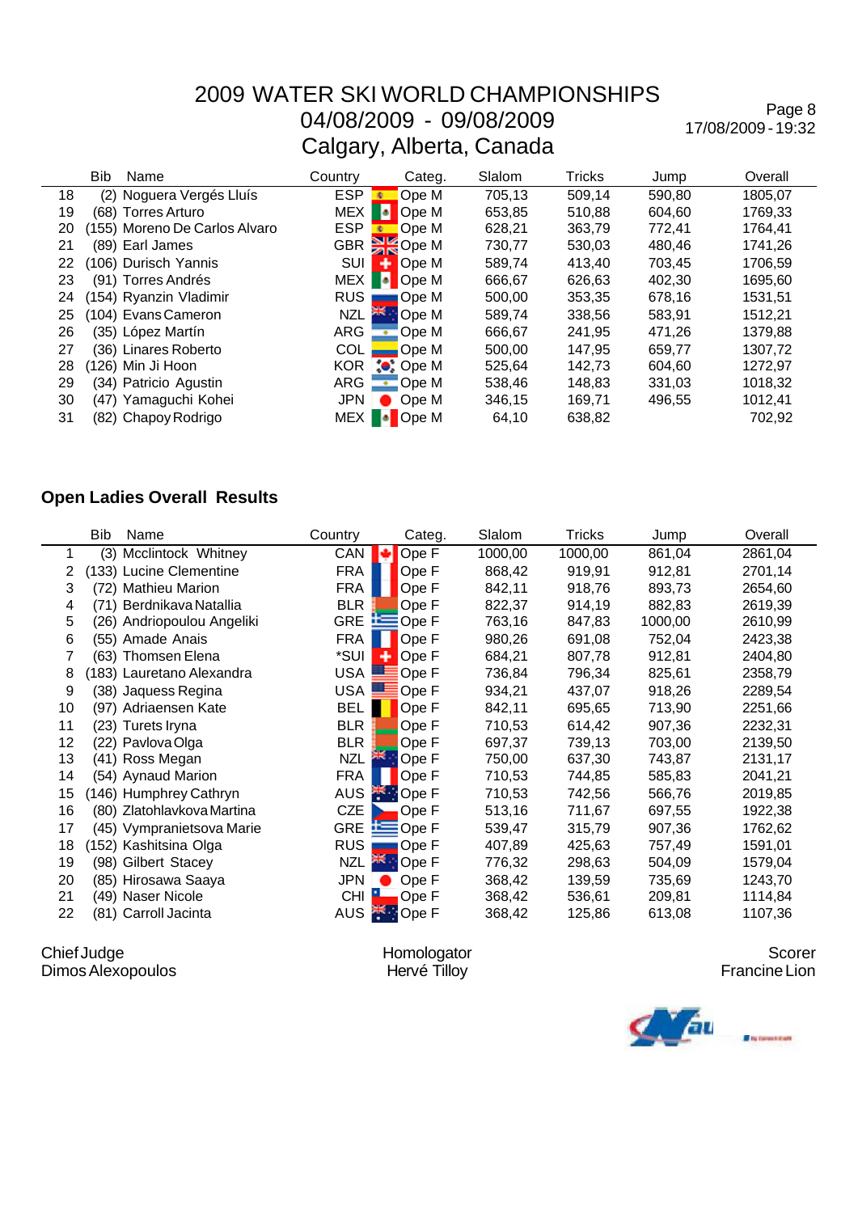# 2009 WATER SKI WORLD CHAMPIONSHIPS
04/08/2009 - 09/08/2009
Calgary, Alberta, Canada

17/08/2009 - 19:32

| | Bib | Name | Country | Categ. | Slalom | Tricks | Jump | Overall |
|---|---|---|---|---|---|---|---|---|
| 18 | (2) | Noguera Vergés Lluís | ESP | Ope M | 705,13 | 509,14 | 590,80 | 1805,07 |
| 19 | (68) | Torres Arturo | MEX | Ope M | 653,85 | 510,88 | 604,60 | 1769,33 |
| 20 | (155) | Moreno De Carlos Alvaro | ESP | Ope M | 628,21 | 363,79 | 772,41 | 1764,41 |
| 21 | (89) | Earl James | GBR | Ope M | 730,77 | 530,03 | 480,46 | 1741,26 |
| 22 | (106) | Durisch Yannis | SUI | Ope M | 589,74 | 413,40 | 703,45 | 1706,59 |
| 23 | (91) | Torres Andrés | MEX | Ope M | 666,67 | 626,63 | 402,30 | 1695,60 |
| 24 | (154) | Ryanzin Vladimir | RUS | Ope M | 500,00 | 353,35 | 678,16 | 1531,51 |
| 25 | (104) | Evans Cameron | NZL | Ope M | 589,74 | 338,56 | 583,91 | 1512,21 |
| 26 | (35) | López Martín | ARG | Ope M | 666,67 | 241,95 | 471,26 | 1379,88 |
| 27 | (36) | Linares Roberto | COL | Ope M | 500,00 | 147,95 | 659,77 | 1307,72 |
| 28 | (126) | Min Ji Hoon | KOR | Ope M | 525,64 | 142,73 | 604,60 | 1272,97 |
| 29 | (34) | Patricio Agustin | ARG | Ope M | 538,46 | 148,83 | 331,03 | 1018,32 |
| 30 | (47) | Yamaguchi Kohei | JPN | Ope M | 346,15 | 169,71 | 496,55 | 1012,41 |
| 31 | (82) | Chapoy Rodrigo | MEX | Ope M | 64,10 | 638,82 | | 702,92 |

## Open Ladies Overall Results

| | Bib | Name | Country | Categ. | Slalom | Tricks | Jump | Overall |
|---|---|---|---|---|---|---|---|---|
| 1 | (3) | Mcclintock Whitney | CAN | Ope F | 1000,00 | 1000,00 | 861,04 | 2861,04 |
| 2 | (133) | Lucine Clementine | FRA | Ope F | 868,42 | 919,91 | 912,81 | 2701,14 |
| 3 | (72) | Mathieu Marion | FRA | Ope F | 842,11 | 918,76 | 893,73 | 2654,60 |
| 4 | (71) | Berdnikava Natallia | BLR | Ope F | 822,37 | 914,19 | 882,83 | 2619,39 |
| 5 | (26) | Andriopoulou Angeliki | GRE | Ope F | 763,16 | 847,83 | 1000,00 | 2610,99 |
| 6 | (55) | Amade Anais | FRA | Ope F | 980,26 | 691,08 | 752,04 | 2423,38 |
| 7 | (63) | Thomsen Elena | *SUI | Ope F | 684,21 | 807,78 | 912,81 | 2404,80 |
| 8 | (183) | Lauretano Alexandra | USA | Ope F | 736,84 | 796,34 | 825,61 | 2358,79 |
| 9 | (38) | Jaquess Regina | USA | Ope F | 934,21 | 437,07 | 918,26 | 2289,54 |
| 10 | (97) | Adriaensen Kate | BEL | Ope F | 842,11 | 695,65 | 713,90 | 2251,66 |
| 11 | (23) | Turets Iryna | BLR | Ope F | 710,53 | 614,42 | 907,36 | 2232,31 |
| 12 | (22) | Pavlova Olga | BLR | Ope F | 697,37 | 739,13 | 703,00 | 2139,50 |
| 13 | (41) | Ross Megan | NZL | Ope F | 750,00 | 637,30 | 743,87 | 2131,17 |
| 14 | (54) | Aynaud Marion | FRA | Ope F | 710,53 | 744,85 | 585,83 | 2041,21 |
| 15 | (146) | Humphrey Cathryn | AUS | Ope F | 710,53 | 742,56 | 566,76 | 2019,85 |
| 16 | (80) | Zlatohlavkova Martina | CZE | Ope F | 513,16 | 711,67 | 697,55 | 1922,38 |
| 17 | (45) | Vympranietsova Marie | GRE | Ope F | 539,47 | 315,79 | 907,36 | 1762,62 |
| 18 | (152) | Kashitsina Olga | RUS | Ope F | 407,89 | 425,63 | 757,49 | 1591,01 |
| 19 | (98) | Gilbert Stacey | NZL | Ope F | 776,32 | 298,63 | 504,09 | 1579,04 |
| 20 | (85) | Hirosawa Saaya | JPN | Ope F | 368,42 | 139,59 | 735,69 | 1243,70 |
| 21 | (49) | Naser Nicole | CHI | Ope F | 368,42 | 536,61 | 209,81 | 1114,84 |
| 22 | (81) | Carroll Jacinta | AUS | Ope F | 368,42 | 125,86 | 613,08 | 1107,36 |

Chief Judge
Dimos Alexopoulos

Homologator
Hervé Tilloy

Scorer
Francine Lion